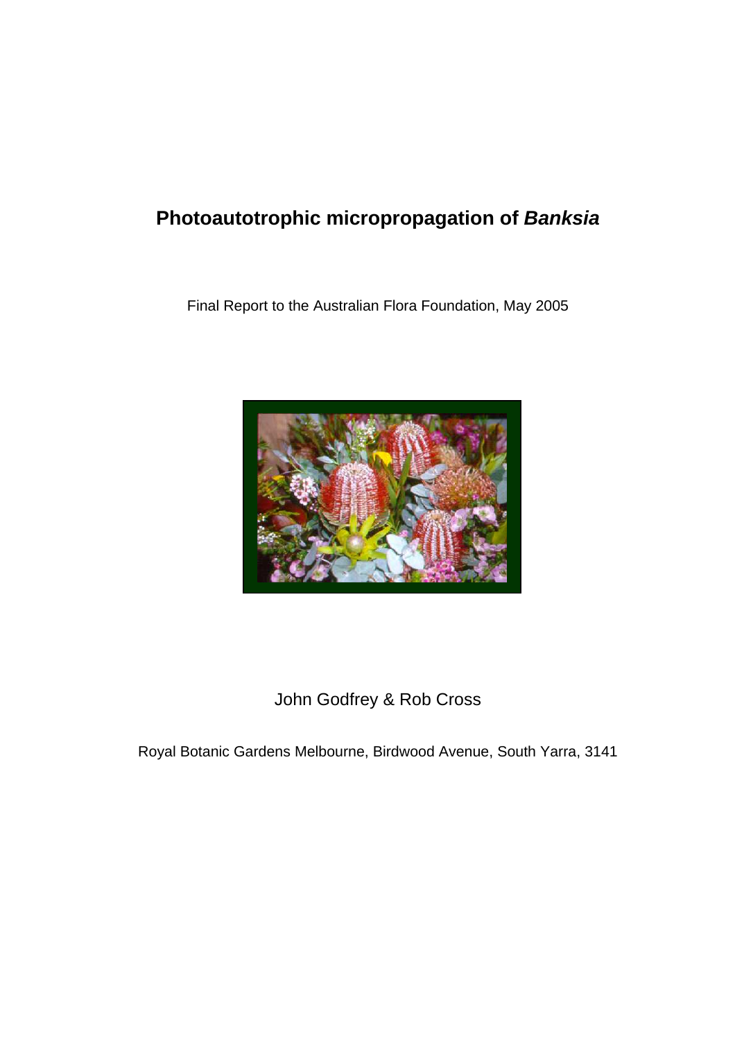# Photoautotrophic micropropagation of ***Banksia***

Final Report to the Australian Flora Foundation, May 2005

John Godfrey & Rob Cross

Royal Botanic Gardens Melbourne, Birdwood Avenue, South Yarra, 3141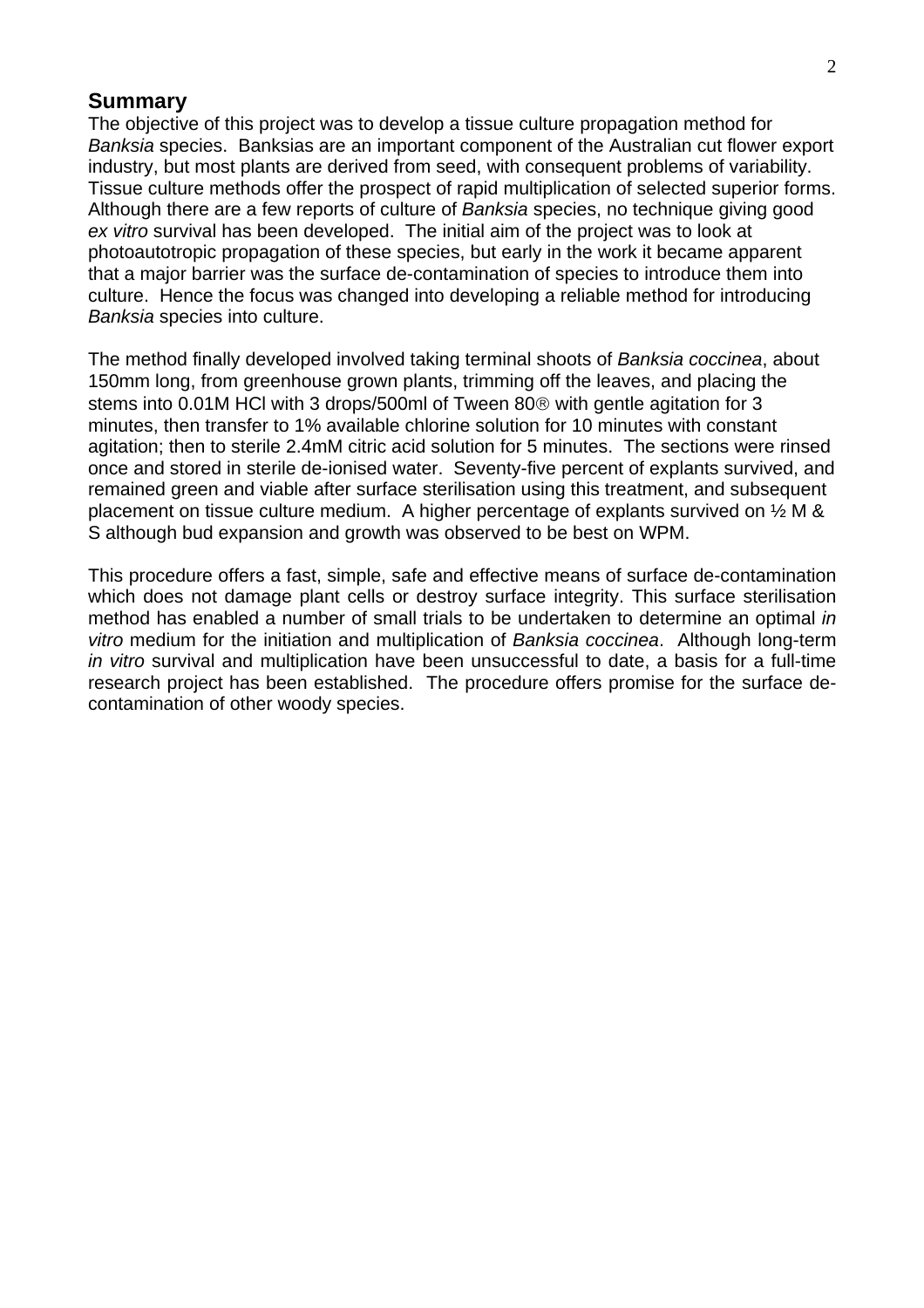## Summary

The objective of this project was to develop a tissue culture propagation method for *Banksia* species. Banksias are an important component of the Australian cut flower export industry, but most plants are derived from seed, with consequent problems of variability. Tissue culture methods offer the prospect of rapid multiplication of selected superior forms. Although there are a few reports of culture of *Banksia* species, no technique giving good *ex vitro* survival has been developed. The initial aim of the project was to look at photoautotropic propagation of these species, but early in the work it became apparent that a major barrier was the surface de-contamination of species to introduce them into culture. Hence the focus was changed into developing a reliable method for introducing *Banksia* species into culture.

The method finally developed involved taking terminal shoots of *Banksia coccinea*, about 150mm long, from greenhouse grown plants, trimming off the leaves, and placing the stems into 0.01M HCl with 3 drops/500ml of Tween 80® with gentle agitation for 3 minutes, then transfer to 1% available chlorine solution for 10 minutes with constant agitation; then to sterile 2.4mM citric acid solution for 5 minutes. The sections were rinsed once and stored in sterile de-ionised water. Seventy-five percent of explants survived, and remained green and viable after surface sterilisation using this treatment, and subsequent placement on tissue culture medium. A higher percentage of explants survived on ½ M & S although bud expansion and growth was observed to be best on WPM.

This procedure offers a fast, simple, safe and effective means of surface de-contamination which does not damage plant cells or destroy surface integrity. This surface sterilisation method has enabled a number of small trials to be undertaken to determine an optimal *in vitro* medium for the initiation and multiplication of *Banksia coccinea*. Although long-term *in vitro* survival and multiplication have been unsuccessful to date, a basis for a full-time research project has been established. The procedure offers promise for the surface de-contamination of other woody species.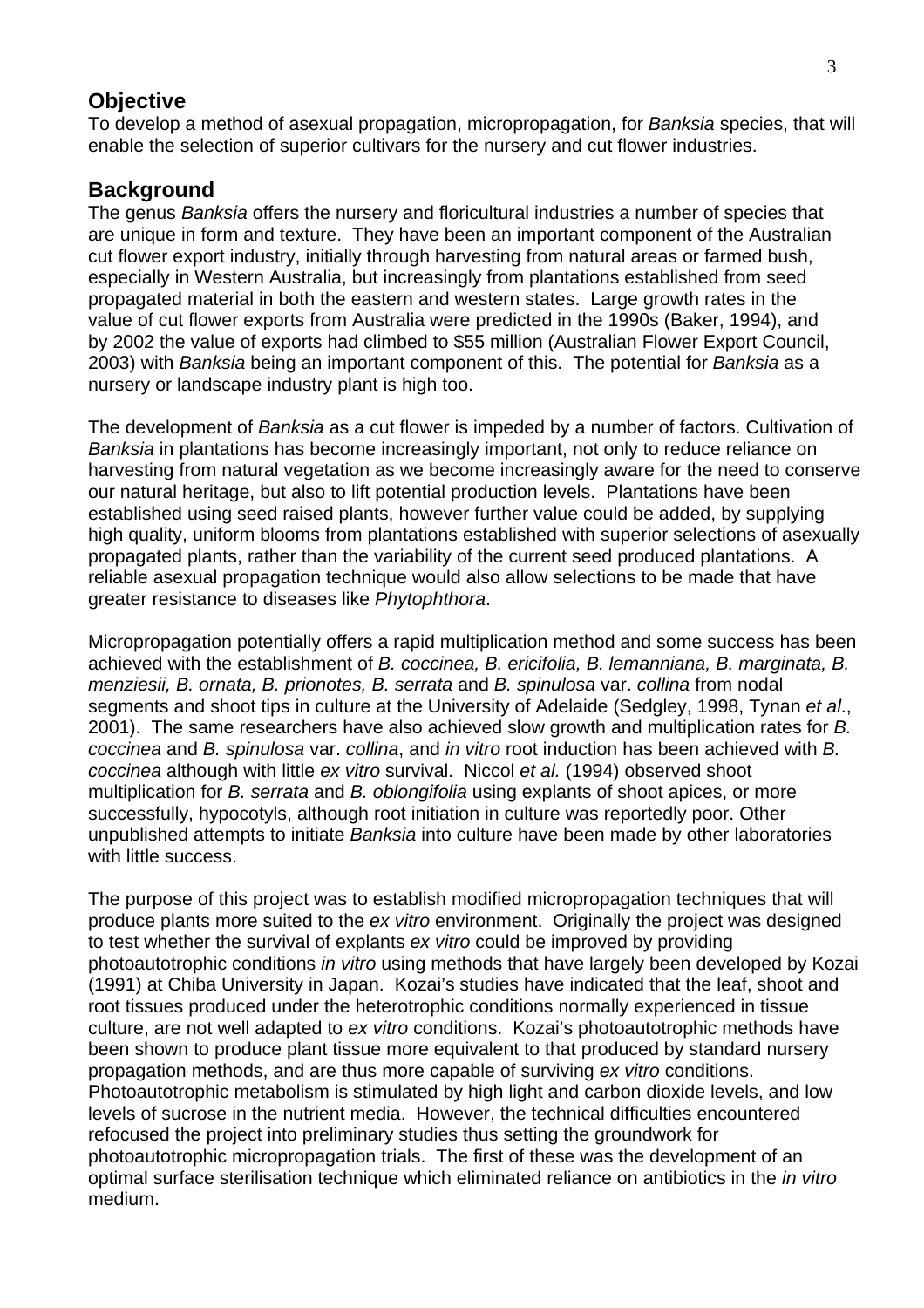## Objective

To develop a method of asexual propagation, micropropagation, for *Banksia* species, that will enable the selection of superior cultivars for the nursery and cut flower industries.

## Background

The genus *Banksia* offers the nursery and floricultural industries a number of species that are unique in form and texture. They have been an important component of the Australian cut flower export industry, initially through harvesting from natural areas or farmed bush, especially in Western Australia, but increasingly from plantations established from seed propagated material in both the eastern and western states. Large growth rates in the value of cut flower exports from Australia were predicted in the 1990s (Baker, 1994), and by 2002 the value of exports had climbed to $55 million (Australian Flower Export Council, 2003) with *Banksia* being an important component of this. The potential for *Banksia* as a nursery or landscape industry plant is high too.

The development of *Banksia* as a cut flower is impeded by a number of factors. Cultivation of *Banksia* in plantations has become increasingly important, not only to reduce reliance on harvesting from natural vegetation as we become increasingly aware for the need to conserve our natural heritage, but also to lift potential production levels. Plantations have been established using seed raised plants, however further value could be added, by supplying high quality, uniform blooms from plantations established with superior selections of asexually propagated plants, rather than the variability of the current seed produced plantations. A reliable asexual propagation technique would also allow selections to be made that have greater resistance to diseases like *Phytophthora*.

Micropropagation potentially offers a rapid multiplication method and some success has been achieved with the establishment of *B. coccinea, B. ericifolia, B. lemanniana, B. marginata, B. menziesii, B. ornata, B. prionotes, B. serrata* and *B. spinulosa* var. *collina* from nodal segments and shoot tips in culture at the University of Adelaide (Sedgley, 1998, Tynan *et al*., 2001). The same researchers have also achieved slow growth and multiplication rates for *B. coccinea* and *B. spinulosa* var. *collina*, and *in vitro* root induction has been achieved with *B. coccinea* although with little *ex vitro* survival. Niccol *et al.* (1994) observed shoot multiplication for *B. serrata* and *B. oblongifolia* using explants of shoot apices, or more successfully, hypocotyls, although root initiation in culture was reportedly poor. Other unpublished attempts to initiate *Banksia* into culture have been made by other laboratories with little success.

The purpose of this project was to establish modified micropropagation techniques that will produce plants more suited to the *ex vitro* environment. Originally the project was designed to test whether the survival of explants *ex vitro* could be improved by providing photoautotrophic conditions *in vitro* using methods that have largely been developed by Kozai (1991) at Chiba University in Japan. Kozai's studies have indicated that the leaf, shoot and root tissues produced under the heterotrophic conditions normally experienced in tissue culture, are not well adapted to *ex vitro* conditions. Kozai's photoautotrophic methods have been shown to produce plant tissue more equivalent to that produced by standard nursery propagation methods, and are thus more capable of surviving *ex vitro* conditions. Photoautotrophic metabolism is stimulated by high light and carbon dioxide levels, and low levels of sucrose in the nutrient media. However, the technical difficulties encountered refocused the project into preliminary studies thus setting the groundwork for photoautotrophic micropropagation trials. The first of these was the development of an optimal surface sterilisation technique which eliminated reliance on antibiotics in the *in vitro* medium.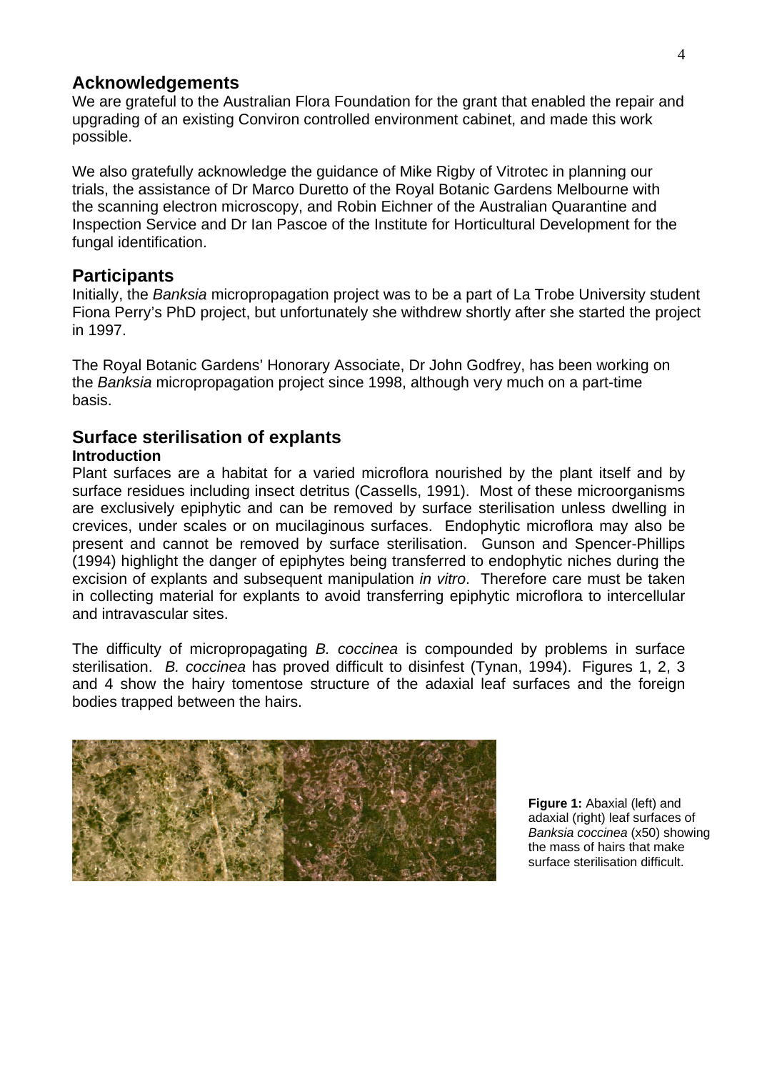## Acknowledgements

We are grateful to the Australian Flora Foundation for the grant that enabled the repair and upgrading of an existing Conviron controlled environment cabinet, and made this work possible.

We also gratefully acknowledge the guidance of Mike Rigby of Vitrotec in planning our trials, the assistance of Dr Marco Duretto of the Royal Botanic Gardens Melbourne with the scanning electron microscopy, and Robin Eichner of the Australian Quarantine and Inspection Service and Dr Ian Pascoe of the Institute for Horticultural Development for the fungal identification.

## Participants

Initially, the *Banksia* micropropagation project was to be a part of La Trobe University student Fiona Perry's PhD project, but unfortunately she withdrew shortly after she started the project in 1997.

The Royal Botanic Gardens' Honorary Associate, Dr John Godfrey, has been working on the *Banksia* micropropagation project since 1998, although very much on a part-time basis.

## Surface sterilisation of explants

### Introduction

Plant surfaces are a habitat for a varied microflora nourished by the plant itself and by surface residues including insect detritus (Cassells, 1991). Most of these microorganisms are exclusively epiphytic and can be removed by surface sterilisation unless dwelling in crevices, under scales or on mucilaginous surfaces. Endophytic microflora may also be present and cannot be removed by surface sterilisation. Gunson and Spencer-Phillips (1994) highlight the danger of epiphytes being transferred to endophytic niches during the excision of explants and subsequent manipulation *in vitro*. Therefore care must be taken in collecting material for explants to avoid transferring epiphytic microflora to intercellular and intravascular sites.

The difficulty of micropropagating *B. coccinea* is compounded by problems in surface sterilisation. *B. coccinea* has proved difficult to disinfest (Tynan, 1994). Figures 1, 2, 3 and 4 show the hairy tomentose structure of the adaxial leaf surfaces and the foreign bodies trapped between the hairs.

**Figure 1:** Abaxial (left) and adaxial (right) leaf surfaces of *Banksia coccinea* (x50) showing the mass of hairs that make surface sterilisation difficult.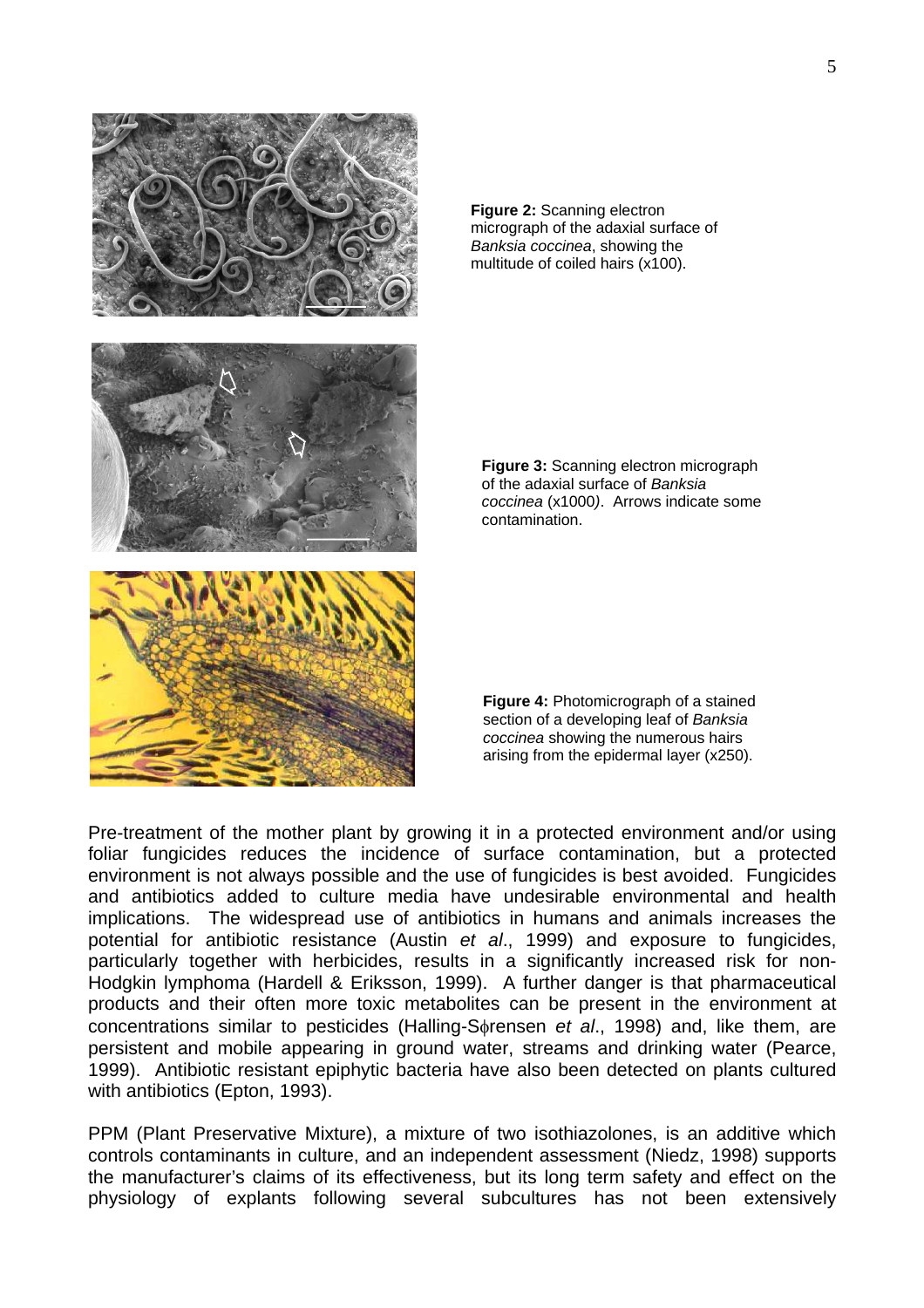**Figure 2:** Scanning electron micrograph of the adaxial surface of *Banksia coccinea*, showing the multitude of coiled hairs (x100).

**Figure 3:** Scanning electron micrograph of the adaxial surface of *Banksia coccinea* (x1000). Arrows indicate some contamination.

**Figure 4:** Photomicrograph of a stained section of a developing leaf of *Banksia coccinea* showing the numerous hairs arising from the epidermal layer (x250).

Pre-treatment of the mother plant by growing it in a protected environment and/or using foliar fungicides reduces the incidence of surface contamination, but a protected environment is not always possible and the use of fungicides is best avoided. Fungicides and antibiotics added to culture media have undesirable environmental and health implications. The widespread use of antibiotics in humans and animals increases the potential for antibiotic resistance (Austin *et al*., 1999) and exposure to fungicides, particularly together with herbicides, results in a significantly increased risk for non-Hodgkin lymphoma (Hardell & Eriksson, 1999). A further danger is that pharmaceutical products and their often more toxic metabolites can be present in the environment at concentrations similar to pesticides (Halling-Sϕrensen *et al*., 1998) and, like them, are persistent and mobile appearing in ground water, streams and drinking water (Pearce, 1999). Antibiotic resistant epiphytic bacteria have also been detected on plants cultured with antibiotics (Epton, 1993).

PPM (Plant Preservative Mixture), a mixture of two isothiazolones, is an additive which controls contaminants in culture, and an independent assessment (Niedz, 1998) supports the manufacturer's claims of its effectiveness, but its long term safety and effect on the physiology of explants following several subcultures has not been extensively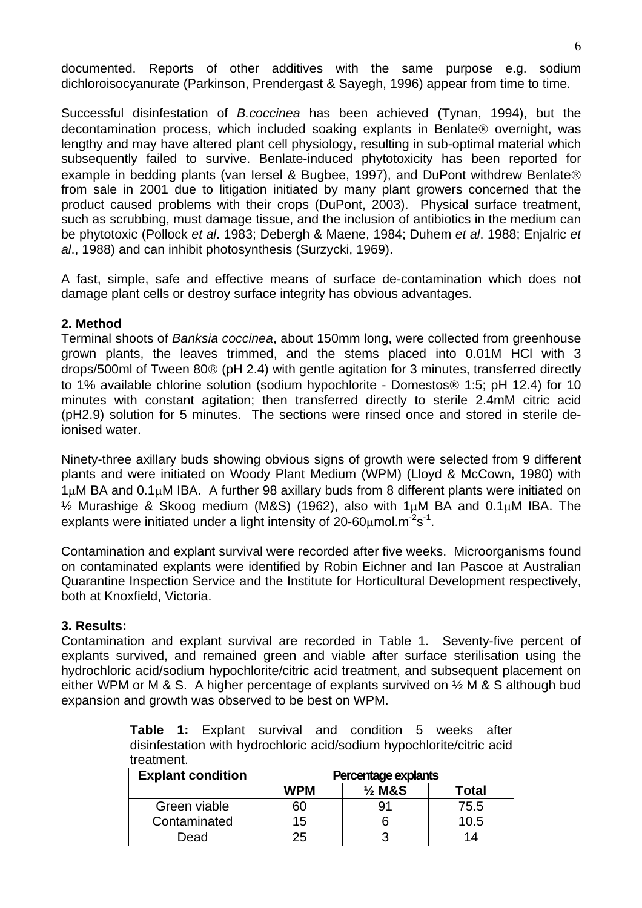documented. Reports of other additives with the same purpose e.g. sodium dichloroisocyanurate (Parkinson, Prendergast & Sayegh, 1996) appear from time to time.

Successful disinfestation of *B.coccinea* has been achieved (Tynan, 1994), but the decontamination process, which included soaking explants in Benlate® overnight, was lengthy and may have altered plant cell physiology, resulting in sub-optimal material which subsequently failed to survive. Benlate-induced phytotoxicity has been reported for example in bedding plants (van Iersel & Bugbee, 1997), and DuPont withdrew Benlate® from sale in 2001 due to litigation initiated by many plant growers concerned that the product caused problems with their crops (DuPont, 2003). Physical surface treatment, such as scrubbing, must damage tissue, and the inclusion of antibiotics in the medium can be phytotoxic (Pollock *et al*. 1983; Debergh & Maene, 1984; Duhem *et al*. 1988; Enjalric *et al*., 1988) and can inhibit photosynthesis (Surzycki, 1969).

A fast, simple, safe and effective means of surface de-contamination which does not damage plant cells or destroy surface integrity has obvious advantages.

## 2. Method

Terminal shoots of *Banksia coccinea*, about 150mm long, were collected from greenhouse grown plants, the leaves trimmed, and the stems placed into 0.01M HCl with 3 drops/500ml of Tween 80® (pH 2.4) with gentle agitation for 3 minutes, transferred directly to 1% available chlorine solution (sodium hypochlorite - Domestos® 1:5; pH 12.4) for 10 minutes with constant agitation; then transferred directly to sterile 2.4mM citric acid (pH2.9) solution for 5 minutes. The sections were rinsed once and stored in sterile de-ionised water.

Ninety-three axillary buds showing obvious signs of growth were selected from 9 different plants and were initiated on Woody Plant Medium (WPM) (Lloyd & McCown, 1980) with 1μM BA and 0.1μM IBA. A further 98 axillary buds from 8 different plants were initiated on ½ Murashige & Skoog medium (M&S) (1962), also with 1μM BA and 0.1μM IBA. The explants were initiated under a light intensity of 20-60μmol.m$^{-2}$s$^{-1}$.

Contamination and explant survival were recorded after five weeks. Microorganisms found on contaminated explants were identified by Robin Eichner and Ian Pascoe at Australian Quarantine Inspection Service and the Institute for Horticultural Development respectively, both at Knoxfield, Victoria.

## 3. Results:

Contamination and explant survival are recorded in Table 1. Seventy-five percent of explants survived, and remained green and viable after surface sterilisation using the hydrochloric acid/sodium hypochlorite/citric acid treatment, and subsequent placement on either WPM or M & S. A higher percentage of explants survived on ½ M & S although bud expansion and growth was observed to be best on WPM.

**Table 1:** Explant survival and condition 5 weeks after disinfestation with hydrochloric acid/sodium hypochlorite/citric acid treatment.

| Explant condition | Percentage explants | | |
|---|---|---|---|
| | WPM | ½ M&S | Total |
| Green viable | 60 | 91 | 75.5 |
| Contaminated | 15 | 6 | 10.5 |
| Dead | 25 | 3 | 14 |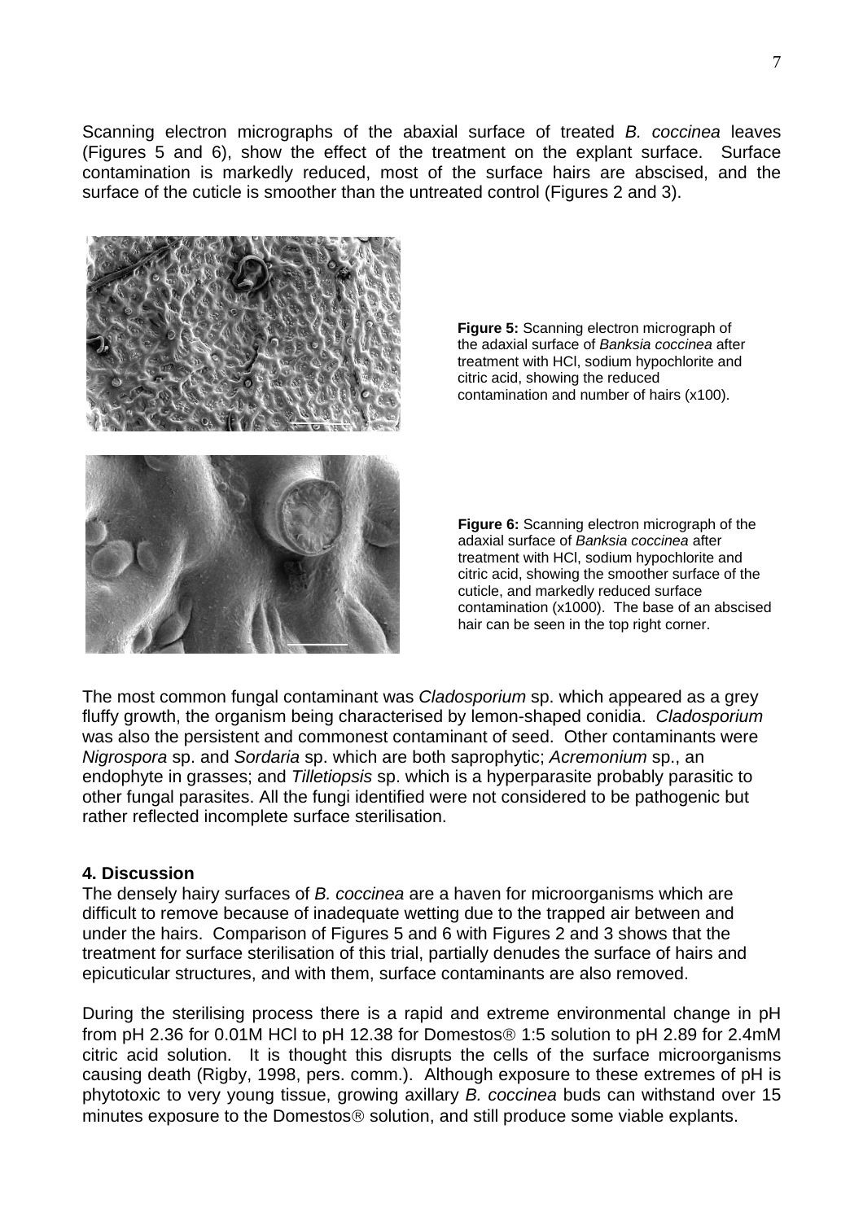Scanning electron micrographs of the abaxial surface of treated *B. coccinea* leaves (Figures 5 and 6), show the effect of the treatment on the explant surface. Surface contamination is markedly reduced, most of the surface hairs are abscised, and the surface of the cuticle is smoother than the untreated control (Figures 2 and 3).

**Figure 5:** Scanning electron micrograph of the adaxial surface of *Banksia coccinea* after treatment with HCl, sodium hypochlorite and citric acid, showing the reduced contamination and number of hairs (x100).

**Figure 6:** Scanning electron micrograph of the adaxial surface of *Banksia coccinea* after treatment with HCl, sodium hypochlorite and citric acid, showing the smoother surface of the cuticle, and markedly reduced surface contamination (x1000). The base of an abscised hair can be seen in the top right corner.

The most common fungal contaminant was *Cladosporium* sp. which appeared as a grey fluffy growth, the organism being characterised by lemon-shaped conidia. *Cladosporium* was also the persistent and commonest contaminant of seed. Other contaminants were *Nigrospora* sp. and *Sordaria* sp. which are both saprophytic; *Acremonium* sp., an endophyte in grasses; and *Tilletiopsis* sp. which is a hyperparasite probably parasitic to other fungal parasites. All the fungi identified were not considered to be pathogenic but rather reflected incomplete surface sterilisation.

## 4. Discussion

The densely hairy surfaces of *B. coccinea* are a haven for microorganisms which are difficult to remove because of inadequate wetting due to the trapped air between and under the hairs. Comparison of Figures 5 and 6 with Figures 2 and 3 shows that the treatment for surface sterilisation of this trial, partially denudes the surface of hairs and epicuticular structures, and with them, surface contaminants are also removed.

During the sterilising process there is a rapid and extreme environmental change in pH from pH 2.36 for 0.01M HCl to pH 12.38 for Domestos® 1:5 solution to pH 2.89 for 2.4mM citric acid solution. It is thought this disrupts the cells of the surface microorganisms causing death (Rigby, 1998, pers. comm.). Although exposure to these extremes of pH is phytotoxic to very young tissue, growing axillary *B. coccinea* buds can withstand over 15 minutes exposure to the Domestos® solution, and still produce some viable explants.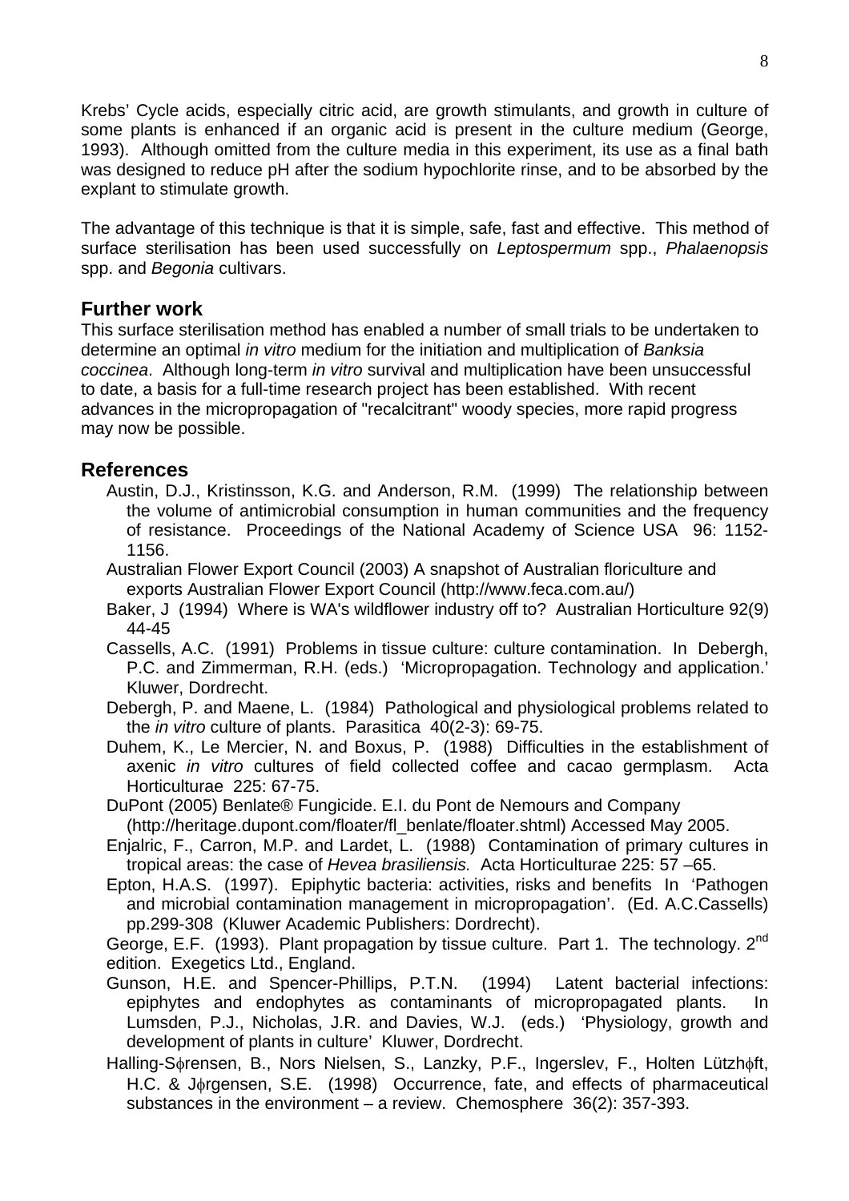Krebs' Cycle acids, especially citric acid, are growth stimulants, and growth in culture of some plants is enhanced if an organic acid is present in the culture medium (George, 1993). Although omitted from the culture media in this experiment, its use as a final bath was designed to reduce pH after the sodium hypochlorite rinse, and to be absorbed by the explant to stimulate growth.

The advantage of this technique is that it is simple, safe, fast and effective. This method of surface sterilisation has been used successfully on *Leptospermum* spp., *Phalaenopsis* spp. and *Begonia* cultivars.

## Further work

This surface sterilisation method has enabled a number of small trials to be undertaken to determine an optimal *in vitro* medium for the initiation and multiplication of *Banksia coccinea*. Although long-term *in vitro* survival and multiplication have been unsuccessful to date, a basis for a full-time research project has been established. With recent advances in the micropropagation of "recalcitrant" woody species, more rapid progress may now be possible.

## References

Austin, D.J., Kristinsson, K.G. and Anderson, R.M. (1999) The relationship between the volume of antimicrobial consumption in human communities and the frequency of resistance. Proceedings of the National Academy of Science USA 96: 1152-1156.

Australian Flower Export Council (2003) A snapshot of Australian floriculture and exports Australian Flower Export Council (http://www.feca.com.au/)

Baker, J (1994) Where is WA's wildflower industry off to? Australian Horticulture 92(9) 44-45

Cassells, A.C. (1991) Problems in tissue culture: culture contamination. In Debergh, P.C. and Zimmerman, R.H. (eds.) 'Micropropagation. Technology and application.' Kluwer, Dordrecht.

Debergh, P. and Maene, L. (1984) Pathological and physiological problems related to the *in vitro* culture of plants. Parasitica 40(2-3): 69-75.

Duhem, K., Le Mercier, N. and Boxus, P. (1988) Difficulties in the establishment of axenic *in vitro* cultures of field collected coffee and cacao germplasm. Acta Horticulturae 225: 67-75.

DuPont (2005) Benlate® Fungicide. E.I. du Pont de Nemours and Company (http://heritage.dupont.com/floater/fl_benlate/floater.shtml) Accessed May 2005.

Enjalric, F., Carron, M.P. and Lardet, L. (1988) Contamination of primary cultures in tropical areas: the case of *Hevea brasiliensis.* Acta Horticulturae 225: 57 –65.

Epton, H.A.S. (1997). Epiphytic bacteria: activities, risks and benefits In 'Pathogen and microbial contamination management in micropropagation'. (Ed. A.C.Cassells) pp.299-308 (Kluwer Academic Publishers: Dordrecht).

George, E.F. (1993). Plant propagation by tissue culture. Part 1. The technology. 2nd edition. Exegetics Ltd., England.

Gunson, H.E. and Spencer-Phillips, P.T.N. (1994) Latent bacterial infections: epiphytes and endophytes as contaminants of micropropagated plants. In Lumsden, P.J., Nicholas, J.R. and Davies, W.J. (eds.) 'Physiology, growth and development of plants in culture' Kluwer, Dordrecht.

Halling-Sϕrensen, B., Nors Nielsen, S., Lanzky, P.F., Ingerslev, F., Holten Lützhϕft, H.C. & Jϕrgensen, S.E. (1998) Occurrence, fate, and effects of pharmaceutical substances in the environment – a review. Chemosphere 36(2): 357-393.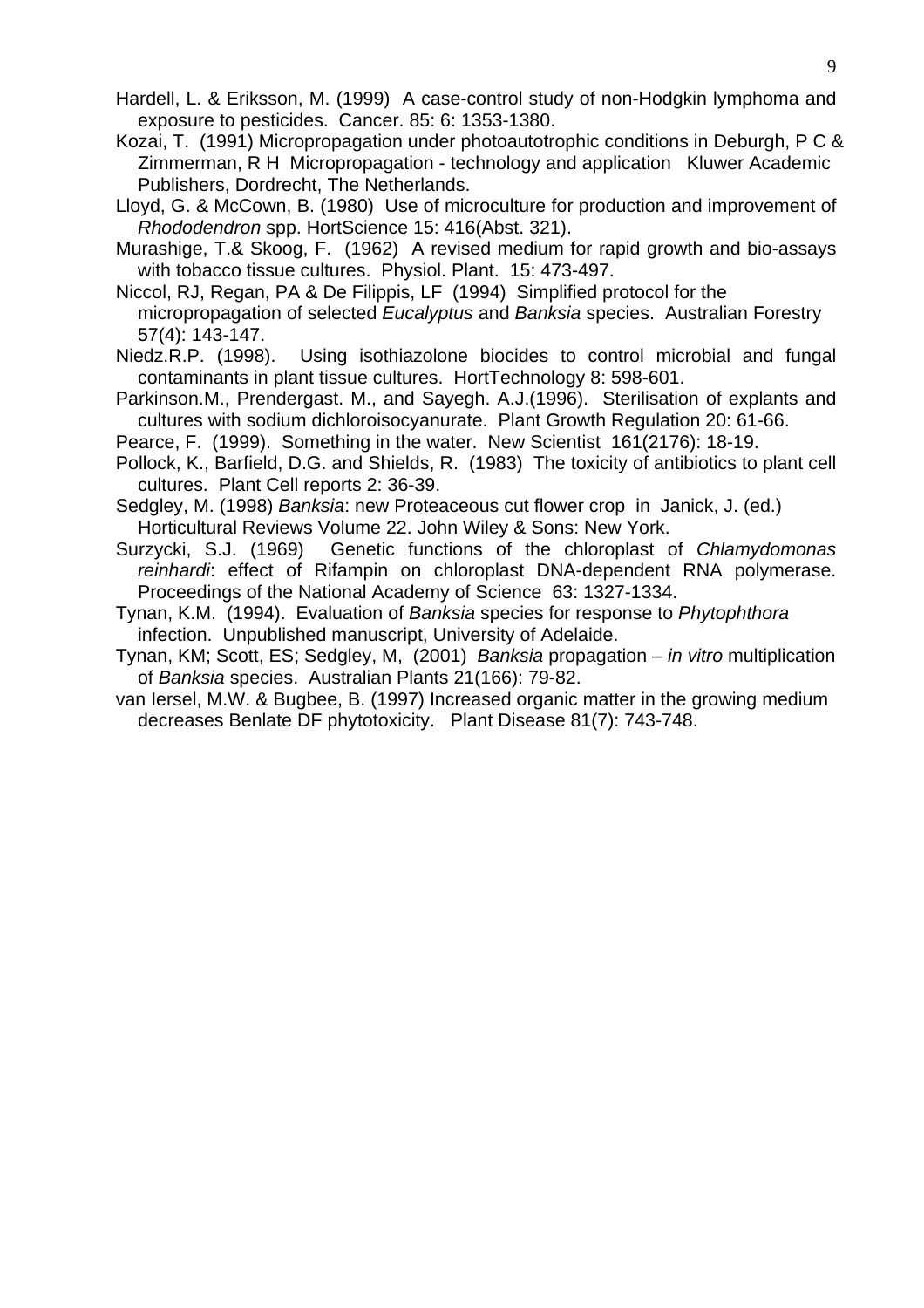Hardell, L. & Eriksson, M. (1999) A case-control study of non-Hodgkin lymphoma and exposure to pesticides. Cancer. 85: 6: 1353-1380.

Kozai, T. (1991) Micropropagation under photoautotrophic conditions in Deburgh, P C & Zimmerman, R H Micropropagation - technology and application Kluwer Academic Publishers, Dordrecht, The Netherlands.

Lloyd, G. & McCown, B. (1980) Use of microculture for production and improvement of *Rhododendron* spp. HortScience 15: 416(Abst. 321).

Murashige, T.& Skoog, F. (1962) A revised medium for rapid growth and bio-assays with tobacco tissue cultures. Physiol. Plant. 15: 473-497.

Niccol, RJ, Regan, PA & De Filippis, LF (1994) Simplified protocol for the micropropagation of selected *Eucalyptus* and *Banksia* species. Australian Forestry 57(4): 143-147.

Niedz.R.P. (1998). Using isothiazolone biocides to control microbial and fungal contaminants in plant tissue cultures. HortTechnology 8: 598-601.

Parkinson.M., Prendergast. M., and Sayegh. A.J.(1996). Sterilisation of explants and cultures with sodium dichloroisocyanurate. Plant Growth Regulation 20: 61-66.

Pearce, F. (1999). Something in the water. New Scientist 161(2176): 18-19.

Pollock, K., Barfield, D.G. and Shields, R. (1983) The toxicity of antibiotics to plant cell cultures. Plant Cell reports 2: 36-39.

Sedgley, M. (1998) *Banksia*: new Proteaceous cut flower crop in Janick, J. (ed.) Horticultural Reviews Volume 22. John Wiley & Sons: New York.

Surzycki, S.J. (1969) Genetic functions of the chloroplast of *Chlamydomonas reinhardi*: effect of Rifampin on chloroplast DNA-dependent RNA polymerase. Proceedings of the National Academy of Science 63: 1327-1334.

Tynan, K.M. (1994). Evaluation of *Banksia* species for response to *Phytophthora* infection. Unpublished manuscript, University of Adelaide.

Tynan, KM; Scott, ES; Sedgley, M, (2001) *Banksia* propagation – *in vitro* multiplication of *Banksia* species. Australian Plants 21(166): 79-82.

van Iersel, M.W. & Bugbee, B. (1997) Increased organic matter in the growing medium decreases Benlate DF phytotoxicity. Plant Disease 81(7): 743-748.